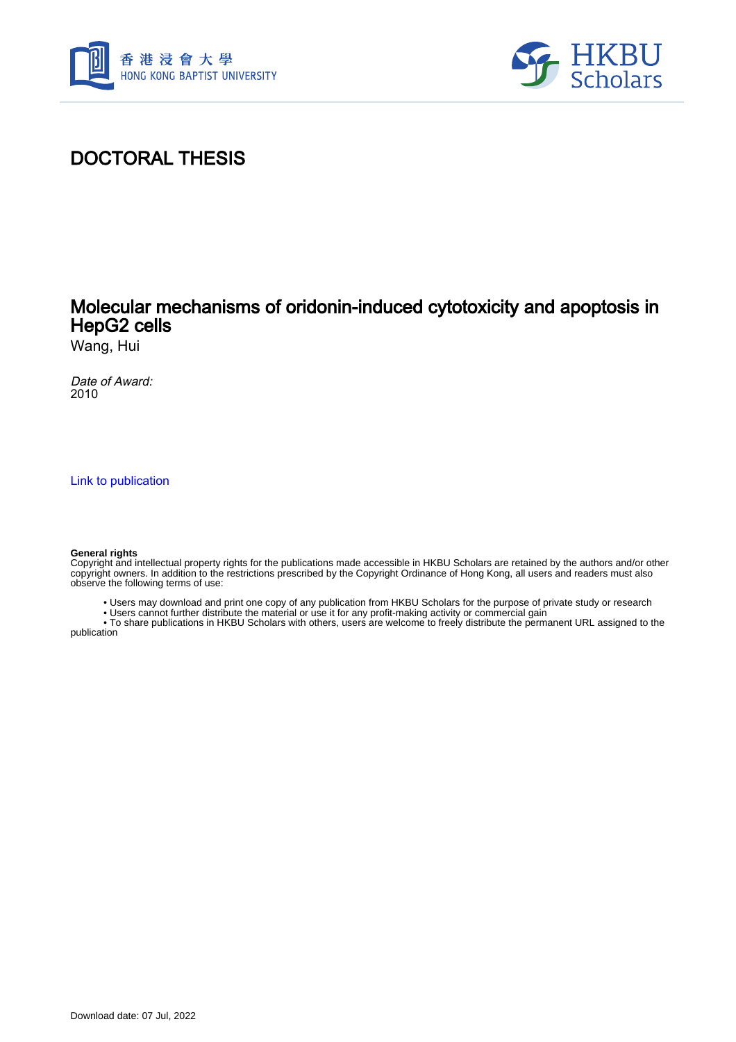# DOCTORAL THESIS

## Molecular mechanisms of oridonin-induced cytotoxicity and apoptosis in HepG2 cells

Wang, Hui

*Date of Award:*
2010

Link to publication

**General rights**
Copyright and intellectual property rights for the publications made accessible in HKBU Scholars are retained by the authors and/or other copyright owners. In addition to the restrictions prescribed by the Copyright Ordinance of Hong Kong, all users and readers must also observe the following terms of use:

- Users may download and print one copy of any publication from HKBU Scholars for the purpose of private study or research
- Users cannot further distribute the material or use it for any profit-making activity or commercial gain
- To share publications in HKBU Scholars with others, users are welcome to freely distribute the permanent URL assigned to the publication

Download date: 07 Jul, 2022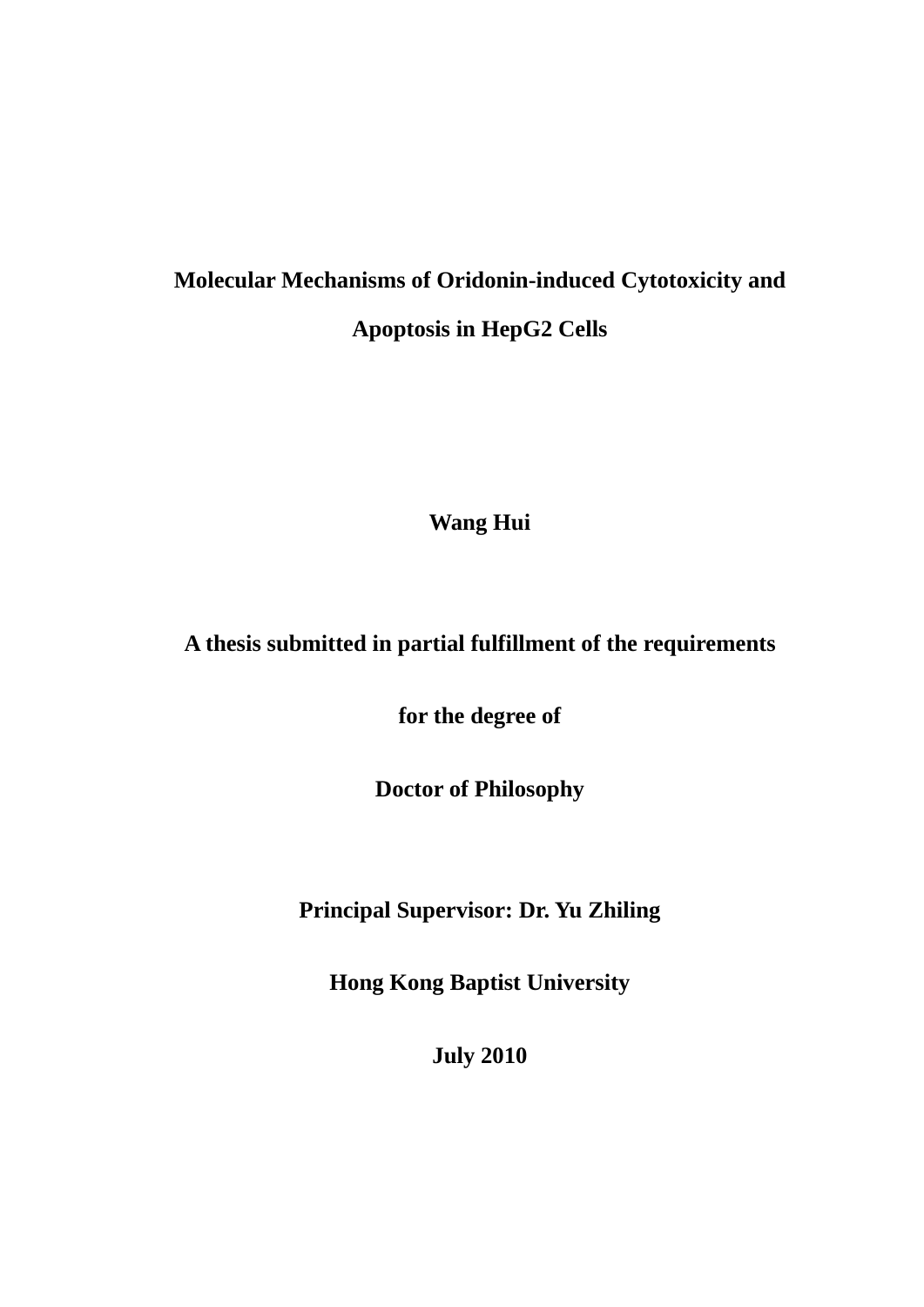# Molecular Mechanisms of Oridonin-induced Cytotoxicity and Apoptosis in HepG2 Cells

**Wang Hui**

**A thesis submitted in partial fulfillment of the requirements**

**for the degree of**

**Doctor of Philosophy**

**Principal Supervisor: Dr. Yu Zhiling**

**Hong Kong Baptist University**

**July 2010**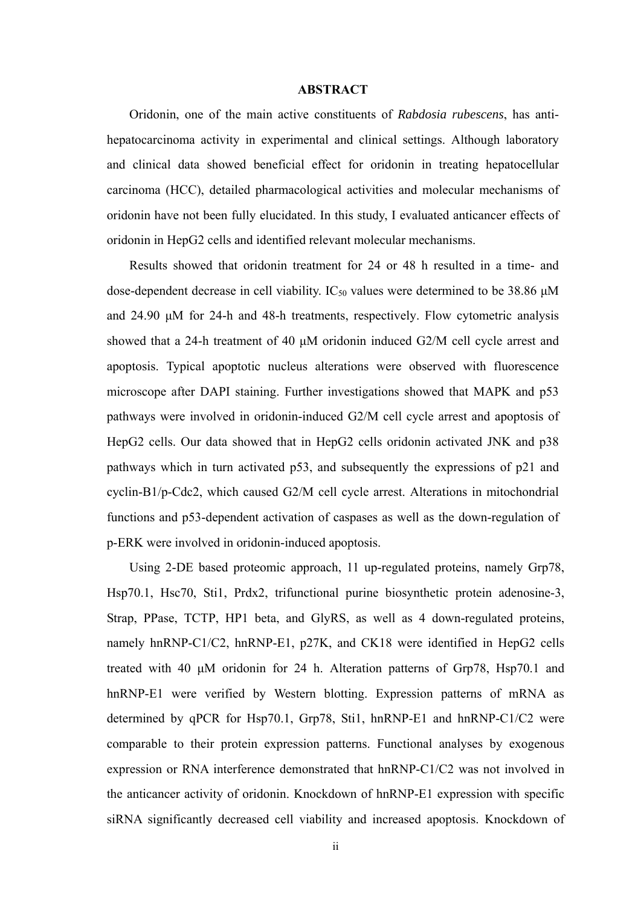## ABSTRACT

Oridonin, one of the main active constituents of *Rabdosia rubescens*, has anti-hepatocarcinoma activity in experimental and clinical settings. Although laboratory and clinical data showed beneficial effect for oridonin in treating hepatocellular carcinoma (HCC), detailed pharmacological activities and molecular mechanisms of oridonin have not been fully elucidated. In this study, I evaluated anticancer effects of oridonin in HepG2 cells and identified relevant molecular mechanisms.

Results showed that oridonin treatment for 24 or 48 h resulted in a time- and dose-dependent decrease in cell viability. $IC_{50}$ values were determined to be 38.86 μM and 24.90 μM for 24-h and 48-h treatments, respectively. Flow cytometric analysis showed that a 24-h treatment of 40 μM oridonin induced G2/M cell cycle arrest and apoptosis. Typical apoptotic nucleus alterations were observed with fluorescence microscope after DAPI staining. Further investigations showed that MAPK and p53 pathways were involved in oridonin-induced G2/M cell cycle arrest and apoptosis of HepG2 cells. Our data showed that in HepG2 cells oridonin activated JNK and p38 pathways which in turn activated p53, and subsequently the expressions of p21 and cyclin-B1/p-Cdc2, which caused G2/M cell cycle arrest. Alterations in mitochondrial functions and p53-dependent activation of caspases as well as the down-regulation of p-ERK were involved in oridonin-induced apoptosis.

Using 2-DE based proteomic approach, 11 up-regulated proteins, namely Grp78, Hsp70.1, Hsc70, Sti1, Prdx2, trifunctional purine biosynthetic protein adenosine-3, Strap, PPase, TCTP, HP1 beta, and GlyRS, as well as 4 down-regulated proteins, namely hnRNP-C1/C2, hnRNP-E1, p27K, and CK18 were identified in HepG2 cells treated with 40 μM oridonin for 24 h. Alteration patterns of Grp78, Hsp70.1 and hnRNP-E1 were verified by Western blotting. Expression patterns of mRNA as determined by qPCR for Hsp70.1, Grp78, Sti1, hnRNP-E1 and hnRNP-C1/C2 were comparable to their protein expression patterns. Functional analyses by exogenous expression or RNA interference demonstrated that hnRNP-C1/C2 was not involved in the anticancer activity of oridonin. Knockdown of hnRNP-E1 expression with specific siRNA significantly decreased cell viability and increased apoptosis. Knockdown of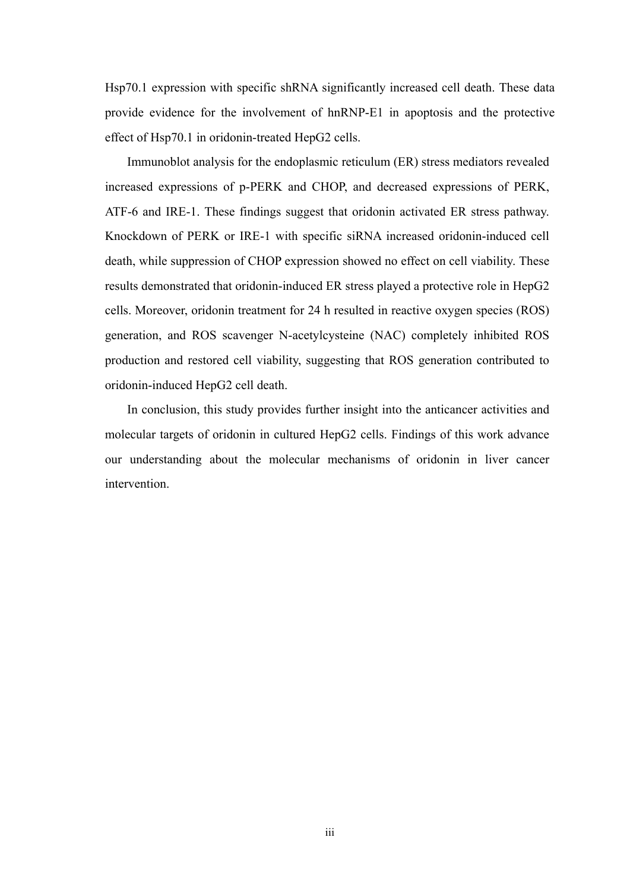Hsp70.1 expression with specific shRNA significantly increased cell death. These data provide evidence for the involvement of hnRNP-E1 in apoptosis and the protective effect of Hsp70.1 in oridonin-treated HepG2 cells.

Immunoblot analysis for the endoplasmic reticulum (ER) stress mediators revealed increased expressions of p-PERK and CHOP, and decreased expressions of PERK, ATF-6 and IRE-1. These findings suggest that oridonin activated ER stress pathway. Knockdown of PERK or IRE-1 with specific siRNA increased oridonin-induced cell death, while suppression of CHOP expression showed no effect on cell viability. These results demonstrated that oridonin-induced ER stress played a protective role in HepG2 cells. Moreover, oridonin treatment for 24 h resulted in reactive oxygen species (ROS) generation, and ROS scavenger N-acetylcysteine (NAC) completely inhibited ROS production and restored cell viability, suggesting that ROS generation contributed to oridonin-induced HepG2 cell death.

In conclusion, this study provides further insight into the anticancer activities and molecular targets of oridonin in cultured HepG2 cells. Findings of this work advance our understanding about the molecular mechanisms of oridonin in liver cancer intervention.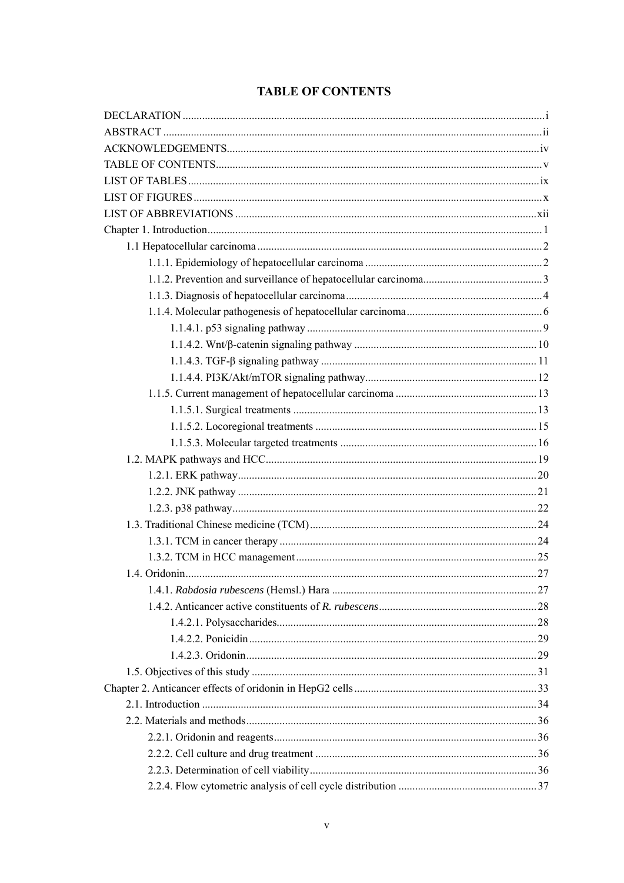# TABLE OF CONTENTS

DECLARATION ..... i
ABSTRACT ..... ii
ACKNOWLEDGEMENTS ..... iv
TABLE OF CONTENTS ..... v
LIST OF TABLES ..... ix
LIST OF FIGURES ..... x
LIST OF ABBREVIATIONS ..... xii
Chapter 1. Introduction ..... 1
- 1.1 Hepatocellular carcinoma ..... 2
  - 1.1.1. Epidemiology of hepatocellular carcinoma ..... 2
  - 1.1.2. Prevention and surveillance of hepatocellular carcinoma ..... 3
  - 1.1.3. Diagnosis of hepatocellular carcinoma ..... 4
  - 1.1.4. Molecular pathogenesis of hepatocellular carcinoma ..... 6
    - 1.1.4.1. p53 signaling pathway ..... 9
    - 1.1.4.2. Wnt/β-catenin signaling pathway ..... 10
    - 1.1.4.3. TGF-β signaling pathway ..... 11
    - 1.1.4.4. PI3K/Akt/mTOR signaling pathway ..... 12
  - 1.1.5. Current management of hepatocellular carcinoma ..... 13
    - 1.1.5.1. Surgical treatments ..... 13
    - 1.1.5.2. Locoregional treatments ..... 15
    - 1.1.5.3. Molecular targeted treatments ..... 16
- 1.2. MAPK pathways and HCC ..... 19
  - 1.2.1. ERK pathway ..... 20
  - 1.2.2. JNK pathway ..... 21
  - 1.2.3. p38 pathway ..... 22
- 1.3. Traditional Chinese medicine (TCM) ..... 24
  - 1.3.1. TCM in cancer therapy ..... 24
  - 1.3.2. TCM in HCC management ..... 25
- 1.4. Oridonin ..... 27
  - 1.4.1. *Rabdosia rubescens* (Hemsl.) Hara ..... 27
  - 1.4.2. Anticancer active constituents of *R. rubescens* ..... 28
    - 1.4.2.1. Polysaccharides ..... 28
    - 1.4.2.2. Ponicidin ..... 29
    - 1.4.2.3. Oridonin ..... 29
- 1.5. Objectives of this study ..... 31

Chapter 2. Anticancer effects of oridonin in HepG2 cells ..... 33
- 2.1. Introduction ..... 34
- 2.2. Materials and methods ..... 36
  - 2.2.1. Oridonin and reagents ..... 36
  - 2.2.2. Cell culture and drug treatment ..... 36
  - 2.2.3. Determination of cell viability ..... 36
  - 2.2.4. Flow cytometric analysis of cell cycle distribution ..... 37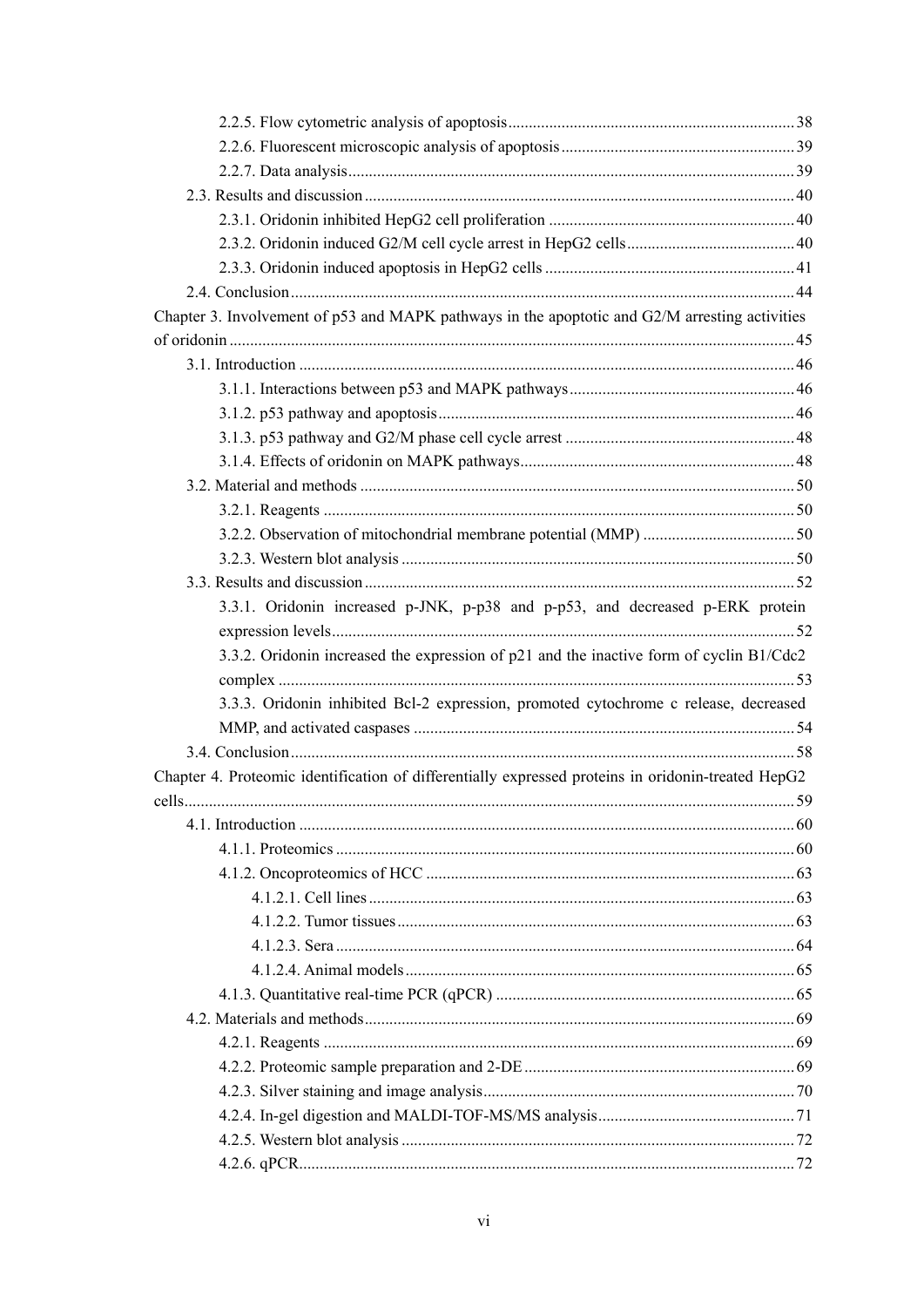2.2.5. Flow cytometric analysis of apoptosis ........................................ 38

2.2.6. Fluorescent microscopic analysis of apoptosis ........................................ 39

2.2.7. Data analysis ........................................ 39

2.3. Results and discussion ........................................ 40

2.3.1. Oridonin inhibited HepG2 cell proliferation ........................................ 40

2.3.2. Oridonin induced G2/M cell cycle arrest in HepG2 cells ........................................ 40

2.3.3. Oridonin induced apoptosis in HepG2 cells ........................................ 41

2.4. Conclusion ........................................ 44

Chapter 3. Involvement of p53 and MAPK pathways in the apoptotic and G2/M arresting activities of oridonin ........................................ 45

3.1. Introduction ........................................ 46

3.1.1. Interactions between p53 and MAPK pathways ........................................ 46

3.1.2. p53 pathway and apoptosis ........................................ 46

3.1.3. p53 pathway and G2/M phase cell cycle arrest ........................................ 48

3.1.4. Effects of oridonin on MAPK pathways ........................................ 48

3.2. Material and methods ........................................ 50

3.2.1. Reagents ........................................ 50

3.2.2. Observation of mitochondrial membrane potential (MMP) ........................................ 50

3.2.3. Western blot analysis ........................................ 50

3.3. Results and discussion ........................................ 52

3.3.1. Oridonin increased p-JNK, p-p38 and p-p53, and decreased p-ERK protein expression levels ........................................ 52

3.3.2. Oridonin increased the expression of p21 and the inactive form of cyclin B1/Cdc2 complex ........................................ 53

3.3.3. Oridonin inhibited Bcl-2 expression, promoted cytochrome c release, decreased MMP, and activated caspases ........................................ 54

3.4. Conclusion ........................................ 58

Chapter 4. Proteomic identification of differentially expressed proteins in oridonin-treated HepG2 cells ........................................ 59

4.1. Introduction ........................................ 60

4.1.1. Proteomics ........................................ 60

4.1.2. Oncoproteomics of HCC ........................................ 63

4.1.2.1. Cell lines ........................................ 63

4.1.2.2. Tumor tissues ........................................ 63

4.1.2.3. Sera ........................................ 64

4.1.2.4. Animal models ........................................ 65

4.1.3. Quantitative real-time PCR (qPCR) ........................................ 65

4.2. Materials and methods ........................................ 69

4.2.1. Reagents ........................................ 69

4.2.2. Proteomic sample preparation and 2-DE ........................................ 69

4.2.3. Silver staining and image analysis ........................................ 70

4.2.4. In-gel digestion and MALDI-TOF-MS/MS analysis ........................................ 71

4.2.5. Western blot analysis ........................................ 72

4.2.6. qPCR ........................................ 72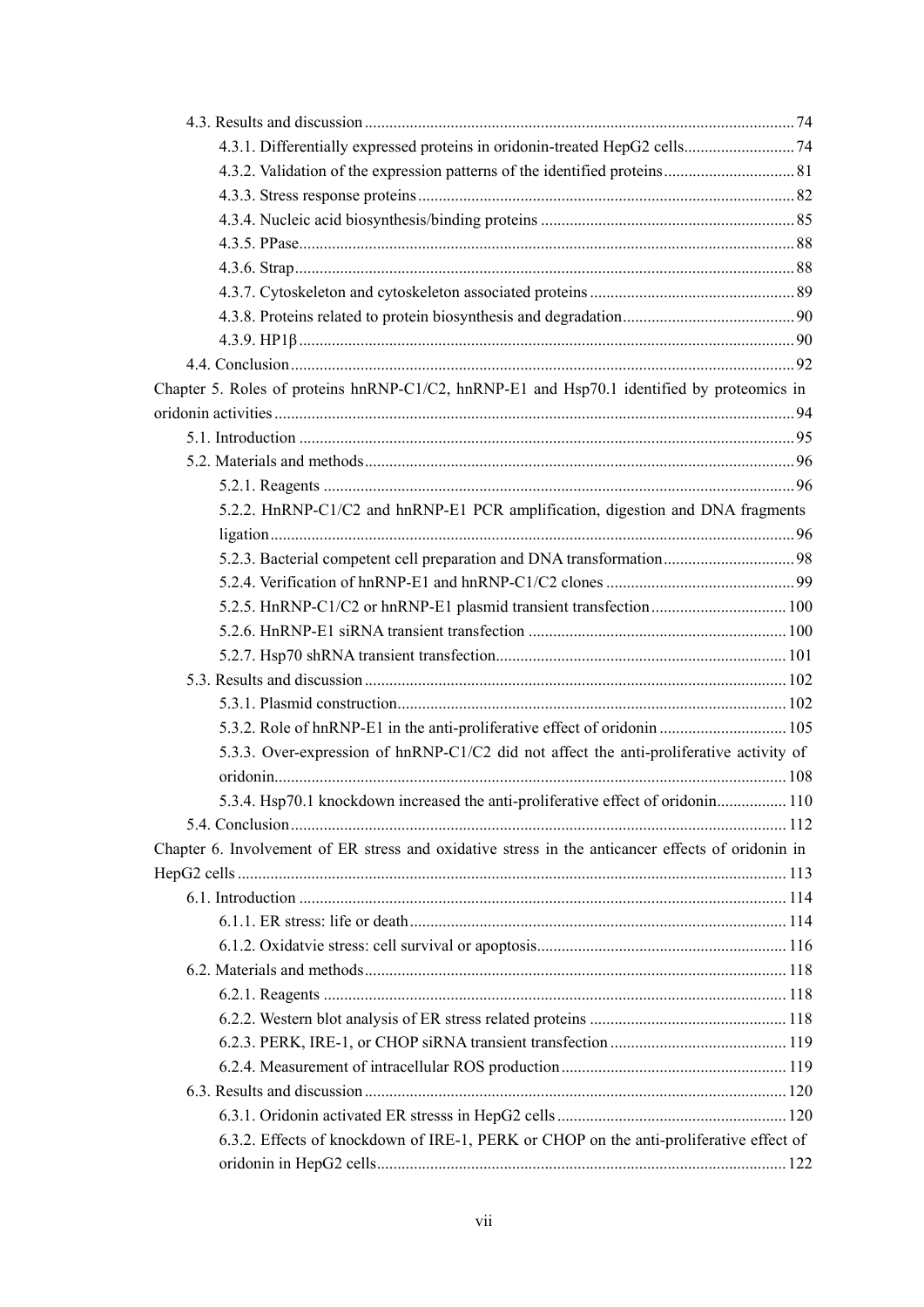4.3. Results and discussion ........ 74

4.3.1. Differentially expressed proteins in oridonin-treated HepG2 cells ........ 74

4.3.2. Validation of the expression patterns of the identified proteins ........ 81

4.3.3. Stress response proteins ........ 82

4.3.4. Nucleic acid biosynthesis/binding proteins ........ 85

4.3.5. PPase ........ 88

4.3.6. Strap ........ 88

4.3.7. Cytoskeleton and cytoskeleton associated proteins ........ 89

4.3.8. Proteins related to protein biosynthesis and degradation ........ 90

4.3.9. HP1β ........ 90

4.4. Conclusion ........ 92

Chapter 5. Roles of proteins hnRNP-C1/C2, hnRNP-E1 and Hsp70.1 identified by proteomics in oridonin activities ........ 94

5.1. Introduction ........ 95

5.2. Materials and methods ........ 96

5.2.1. Reagents ........ 96

5.2.2. HnRNP-C1/C2 and hnRNP-E1 PCR amplification, digestion and DNA fragments ligation ........ 96

5.2.3. Bacterial competent cell preparation and DNA transformation ........ 98

5.2.4. Verification of hnRNP-E1 and hnRNP-C1/C2 clones ........ 99

5.2.5. HnRNP-C1/C2 or hnRNP-E1 plasmid transient transfection ........ 100

5.2.6. HnRNP-E1 siRNA transient transfection ........ 100

5.2.7. Hsp70 shRNA transient transfection ........ 101

5.3. Results and discussion ........ 102

5.3.1. Plasmid construction ........ 102

5.3.2. Role of hnRNP-E1 in the anti-proliferative effect of oridonin ........ 105

5.3.3. Over-expression of hnRNP-C1/C2 did not affect the anti-proliferative activity of oridonin ........ 108

5.3.4. Hsp70.1 knockdown increased the anti-proliferative effect of oridonin ........ 110

5.4. Conclusion ........ 112

Chapter 6. Involvement of ER stress and oxidative stress in the anticancer effects of oridonin in HepG2 cells ........ 113

6.1. Introduction ........ 114

6.1.1. ER stress: life or death ........ 114

6.1.2. Oxidatvie stress: cell survival or apoptosis ........ 116

6.2. Materials and methods ........ 118

6.2.1. Reagents ........ 118

6.2.2. Western blot analysis of ER stress related proteins ........ 118

6.2.3. PERK, IRE-1, or CHOP siRNA transient transfection ........ 119

6.2.4. Measurement of intracellular ROS production ........ 119

6.3. Results and discussion ........ 120

6.3.1. Oridonin activated ER stresss in HepG2 cells ........ 120

6.3.2. Effects of knockdown of IRE-1, PERK or CHOP on the anti-proliferative effect of oridonin in HepG2 cells ........ 122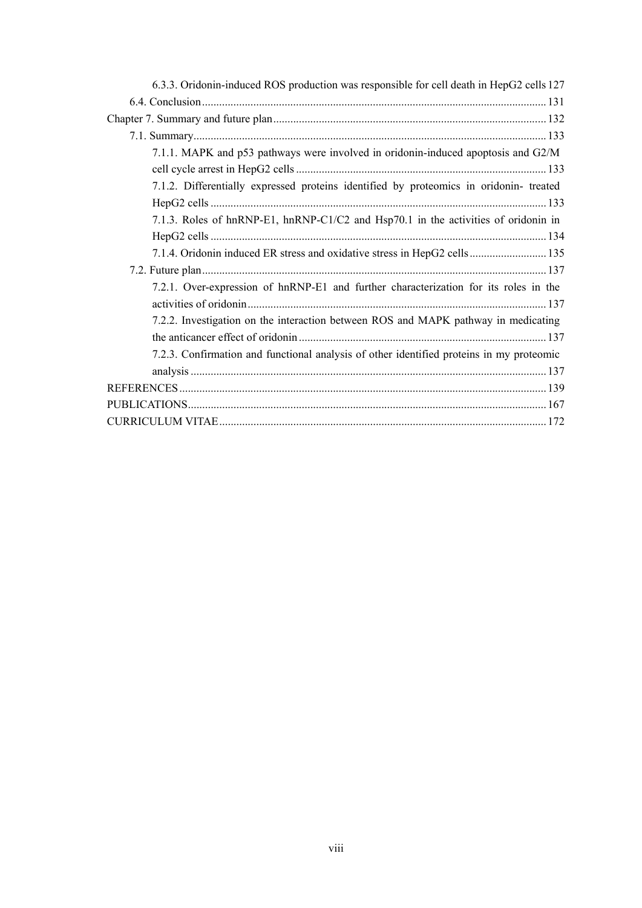6.3.3. Oridonin-induced ROS production was responsible for cell death in HepG2 cells 127

6.4. Conclusion ........................................................................................................................ 131

Chapter 7. Summary and future plan ............................................................................... 132

7.1. Summary ........................................................................................................................ 133

7.1.1. MAPK and p53 pathways were involved in oridonin-induced apoptosis and G2/M cell cycle arrest in HepG2 cells ....................................................................................... 133

7.1.2. Differentially expressed proteins identified by proteomics in oridonin- treated HepG2 cells ..................................................................................................................... 133

7.1.3. Roles of hnRNP-E1, hnRNP-C1/C2 and Hsp70.1 in the activities of oridonin in HepG2 cells ..................................................................................................................... 134

7.1.4. Oridonin induced ER stress and oxidative stress in HepG2 cells ........................... 135

7.2. Future plan ..................................................................................................................... 137

7.2.1. Over-expression of hnRNP-E1 and further characterization for its roles in the activities of oridonin ........................................................................................................ 137

7.2.2. Investigation on the interaction between ROS and MAPK pathway in medicating the anticancer effect of oridonin ...................................................................................... 137

7.2.3. Confirmation and functional analysis of other identified proteins in my proteomic analysis ............................................................................................................................ 137

REFERENCES ................................................................................................................... 139

PUBLICATIONS ................................................................................................................ 167

CURRICULUM VITAE ...................................................................................................... 172